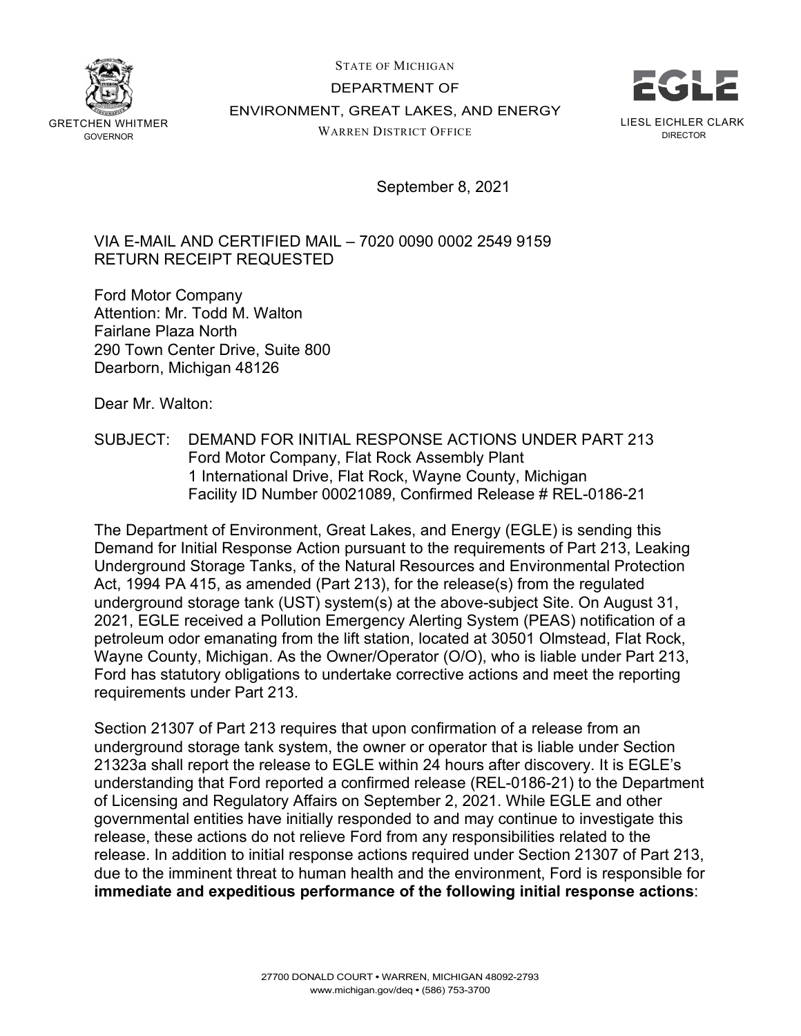GRETCHEN WHITMER
GOVERNOR

STATE OF MICHIGAN
DEPARTMENT OF
ENVIRONMENT, GREAT LAKES, AND ENERGY
WARREN DISTRICT OFFICE

EGLE

LIESL EICHLER CLARK
DIRECTOR

September 8, 2021

VIA E-MAIL AND CERTIFIED MAIL – 7020 0090 0002 2549 9159
RETURN RECEIPT REQUESTED

Ford Motor Company
Attention: Mr. Todd M. Walton
Fairlane Plaza North
290 Town Center Drive, Suite 800
Dearborn, Michigan 48126

Dear Mr. Walton:

SUBJECT: DEMAND FOR INITIAL RESPONSE ACTIONS UNDER PART 213
Ford Motor Company, Flat Rock Assembly Plant
1 International Drive, Flat Rock, Wayne County, Michigan
Facility ID Number 00021089, Confirmed Release # REL-0186-21

The Department of Environment, Great Lakes, and Energy (EGLE) is sending this Demand for Initial Response Action pursuant to the requirements of Part 213, Leaking Underground Storage Tanks, of the Natural Resources and Environmental Protection Act, 1994 PA 415, as amended (Part 213), for the release(s) from the regulated underground storage tank (UST) system(s) at the above-subject Site. On August 31, 2021, EGLE received a Pollution Emergency Alerting System (PEAS) notification of a petroleum odor emanating from the lift station, located at 30501 Olmstead, Flat Rock, Wayne County, Michigan. As the Owner/Operator (O/O), who is liable under Part 213, Ford has statutory obligations to undertake corrective actions and meet the reporting requirements under Part 213.

Section 21307 of Part 213 requires that upon confirmation of a release from an underground storage tank system, the owner or operator that is liable under Section 21323a shall report the release to EGLE within 24 hours after discovery. It is EGLE's understanding that Ford reported a confirmed release (REL-0186-21) to the Department of Licensing and Regulatory Affairs on September 2, 2021. While EGLE and other governmental entities have initially responded to and may continue to investigate this release, these actions do not relieve Ford from any responsibilities related to the release. In addition to initial response actions required under Section 21307 of Part 213, due to the imminent threat to human health and the environment, Ford is responsible for **immediate and expeditious performance of the following initial response actions**:

27700 DONALD COURT • WARREN, MICHIGAN 48092-2793
www.michigan.gov/deq • (586) 753-3700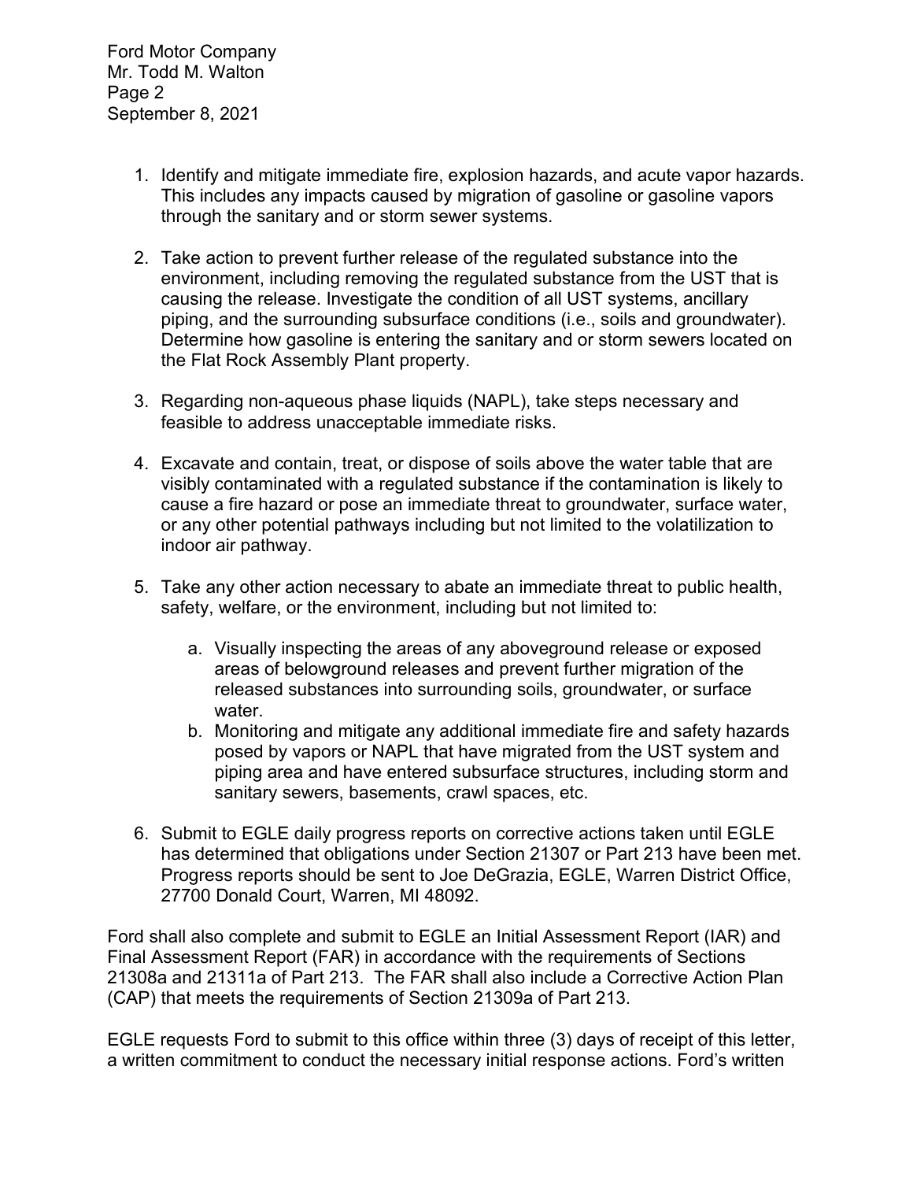1. Identify and mitigate immediate fire, explosion hazards, and acute vapor hazards. This includes any impacts caused by migration of gasoline or gasoline vapors through the sanitary and or storm sewer systems.

2. Take action to prevent further release of the regulated substance into the environment, including removing the regulated substance from the UST that is causing the release. Investigate the condition of all UST systems, ancillary piping, and the surrounding subsurface conditions (i.e., soils and groundwater). Determine how gasoline is entering the sanitary and or storm sewers located on the Flat Rock Assembly Plant property.

3. Regarding non-aqueous phase liquids (NAPL), take steps necessary and feasible to address unacceptable immediate risks.

4. Excavate and contain, treat, or dispose of soils above the water table that are visibly contaminated with a regulated substance if the contamination is likely to cause a fire hazard or pose an immediate threat to groundwater, surface water, or any other potential pathways including but not limited to the volatilization to indoor air pathway.

5. Take any other action necessary to abate an immediate threat to public health, safety, welfare, or the environment, including but not limited to:

    a. Visually inspecting the areas of any aboveground release or exposed areas of belowground releases and prevent further migration of the released substances into surrounding soils, groundwater, or surface water.
    b. Monitoring and mitigate any additional immediate fire and safety hazards posed by vapors or NAPL that have migrated from the UST system and piping area and have entered subsurface structures, including storm and sanitary sewers, basements, crawl spaces, etc.

6. Submit to EGLE daily progress reports on corrective actions taken until EGLE has determined that obligations under Section 21307 or Part 213 have been met. Progress reports should be sent to Joe DeGrazia, EGLE, Warren District Office, 27700 Donald Court, Warren, MI 48092.

Ford shall also complete and submit to EGLE an Initial Assessment Report (IAR) and Final Assessment Report (FAR) in accordance with the requirements of Sections 21308a and 21311a of Part 213. The FAR shall also include a Corrective Action Plan (CAP) that meets the requirements of Section 21309a of Part 213.

EGLE requests Ford to submit to this office within three (3) days of receipt of this letter, a written commitment to conduct the necessary initial response actions. Ford's written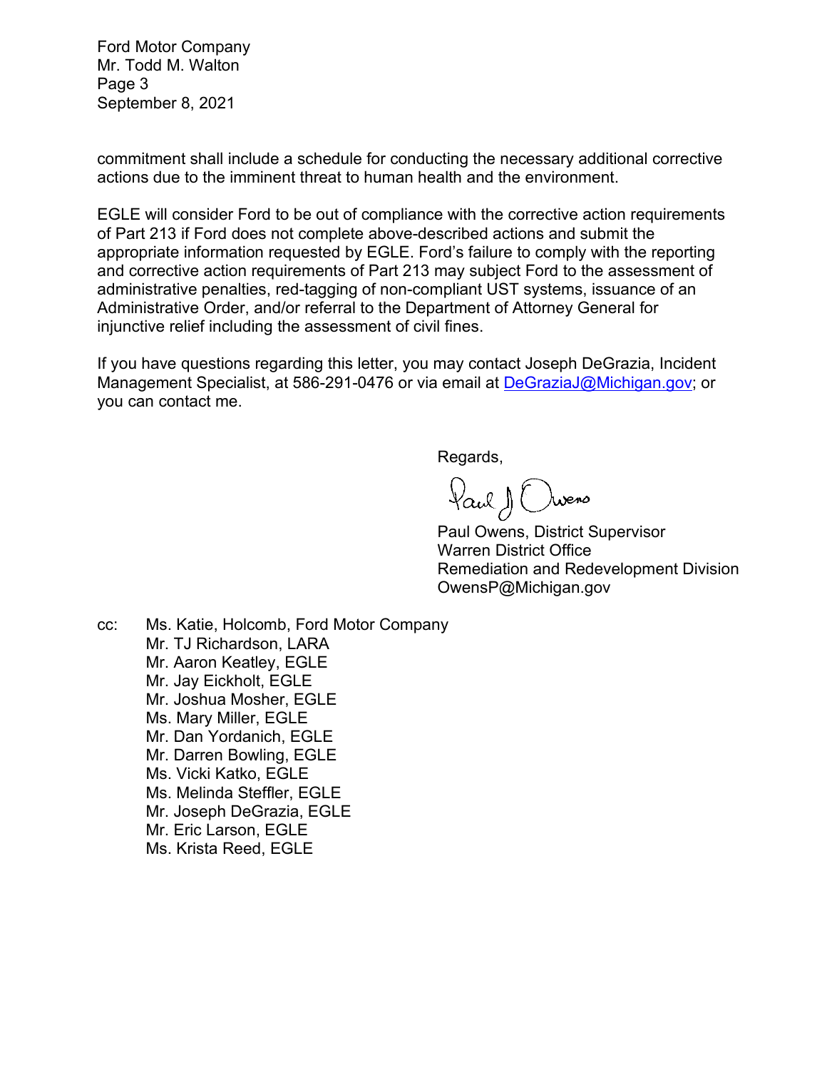Ford Motor Company
Mr. Todd M. Walton
Page 3
September 8, 2021

commitment shall include a schedule for conducting the necessary additional corrective actions due to the imminent threat to human health and the environment.

EGLE will consider Ford to be out of compliance with the corrective action requirements of Part 213 if Ford does not complete above-described actions and submit the appropriate information requested by EGLE. Ford's failure to comply with the reporting and corrective action requirements of Part 213 may subject Ford to the assessment of administrative penalties, red-tagging of non-compliant UST systems, issuance of an Administrative Order, and/or referral to the Department of Attorney General for injunctive relief including the assessment of civil fines.

If you have questions regarding this letter, you may contact Joseph DeGrazia, Incident Management Specialist, at 586-291-0476 or via email at DeGraziaJ@Michigan.gov; or you can contact me.

Regards,

Paul J Owens

Paul Owens, District Supervisor
Warren District Office
Remediation and Redevelopment Division
OwensP@Michigan.gov

cc: Ms. Katie, Holcomb, Ford Motor Company
Mr. TJ Richardson, LARA
Mr. Aaron Keatley, EGLE
Mr. Jay Eickholt, EGLE
Mr. Joshua Mosher, EGLE
Ms. Mary Miller, EGLE
Mr. Dan Yordanich, EGLE
Mr. Darren Bowling, EGLE
Ms. Vicki Katko, EGLE
Ms. Melinda Steffler, EGLE
Mr. Joseph DeGrazia, EGLE
Mr. Eric Larson, EGLE
Ms. Krista Reed, EGLE